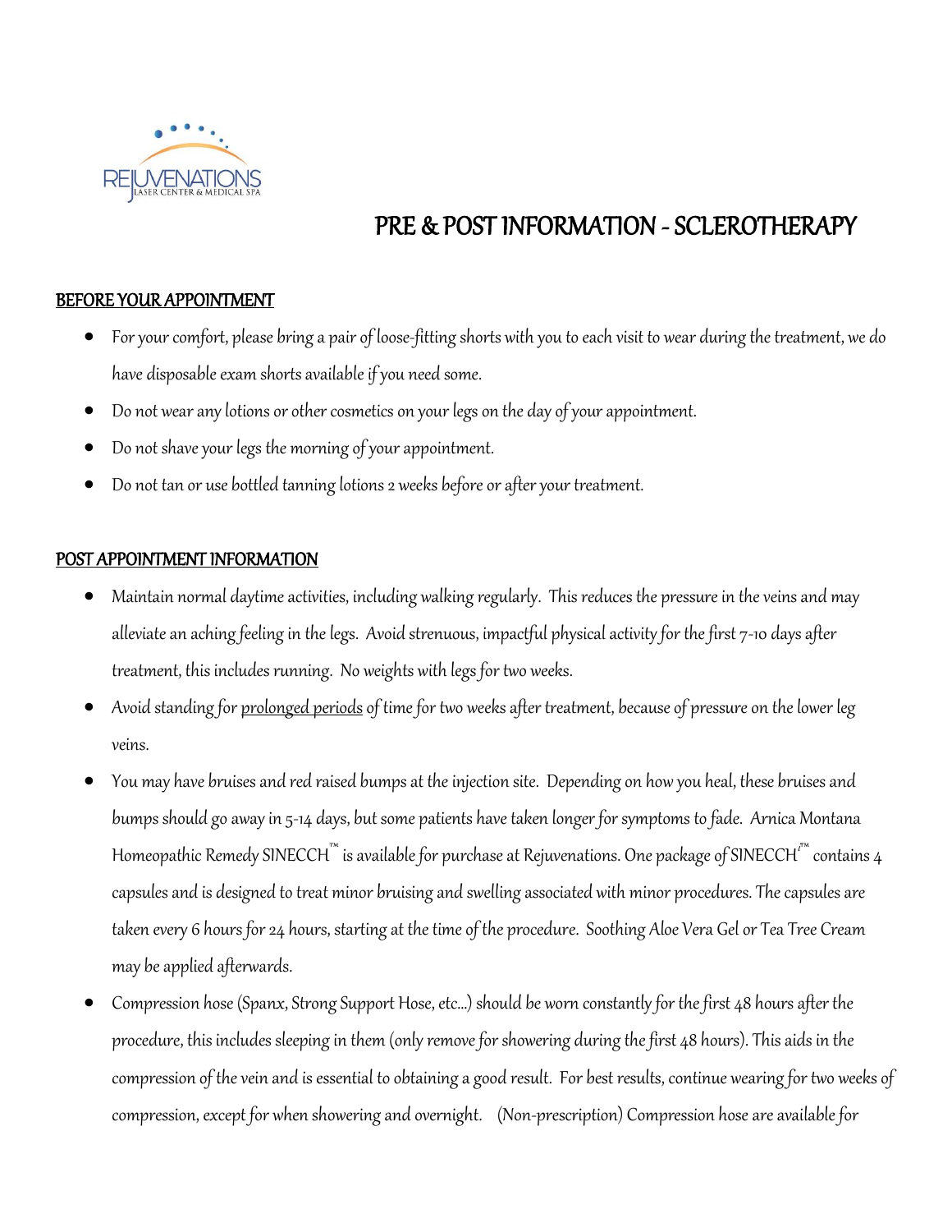# PRE & POST INFORMATION - SCLEROTHERAPY

## BEFORE YOUR APPOINTMENT

- For your comfort, please bring a pair of loose-fitting shorts with you to each visit to wear during the treatment, we do have disposable exam shorts available if you need some.
- Do not wear any lotions or other cosmetics on your legs on the day of your appointment.
- Do not shave your legs the morning of your appointment.
- Do not tan or use bottled tanning lotions 2 weeks before or after your treatment.

## POST APPOINTMENT INFORMATION

- Maintain normal daytime activities, including walking regularly. This reduces the pressure in the veins and may alleviate an aching feeling in the legs. Avoid strenuous, impactful physical activity for the first 7-10 days after treatment, this includes running. No weights with legs for two weeks.
- Avoid standing for <u>prolonged periods</u> of time for two weeks after treatment, because of pressure on the lower leg veins.
- You may have bruises and red raised bumps at the injection site. Depending on how you heal, these bruises and bumps should go away in 5-14 days, but some patients have taken longer for symptoms to fade. Arnica Montana Homeopathic Remedy SINECCH™ is available for purchase at Rejuvenations. One package of SINECCH™ contains 4 capsules and is designed to treat minor bruising and swelling associated with minor procedures. The capsules are taken every 6 hours for 24 hours, starting at the time of the procedure. Soothing Aloe Vera Gel or Tea Tree Cream may be applied afterwards.
- Compression hose (Spanx, Strong Support Hose, etc...) should be worn constantly for the first 48 hours after the procedure, this includes sleeping in them (only remove for showering during the first 48 hours). This aids in the compression of the vein and is essential to obtaining a good result. For best results, continue wearing for two weeks of compression, except for when showering and overnight. (Non-prescription) Compression hose are available for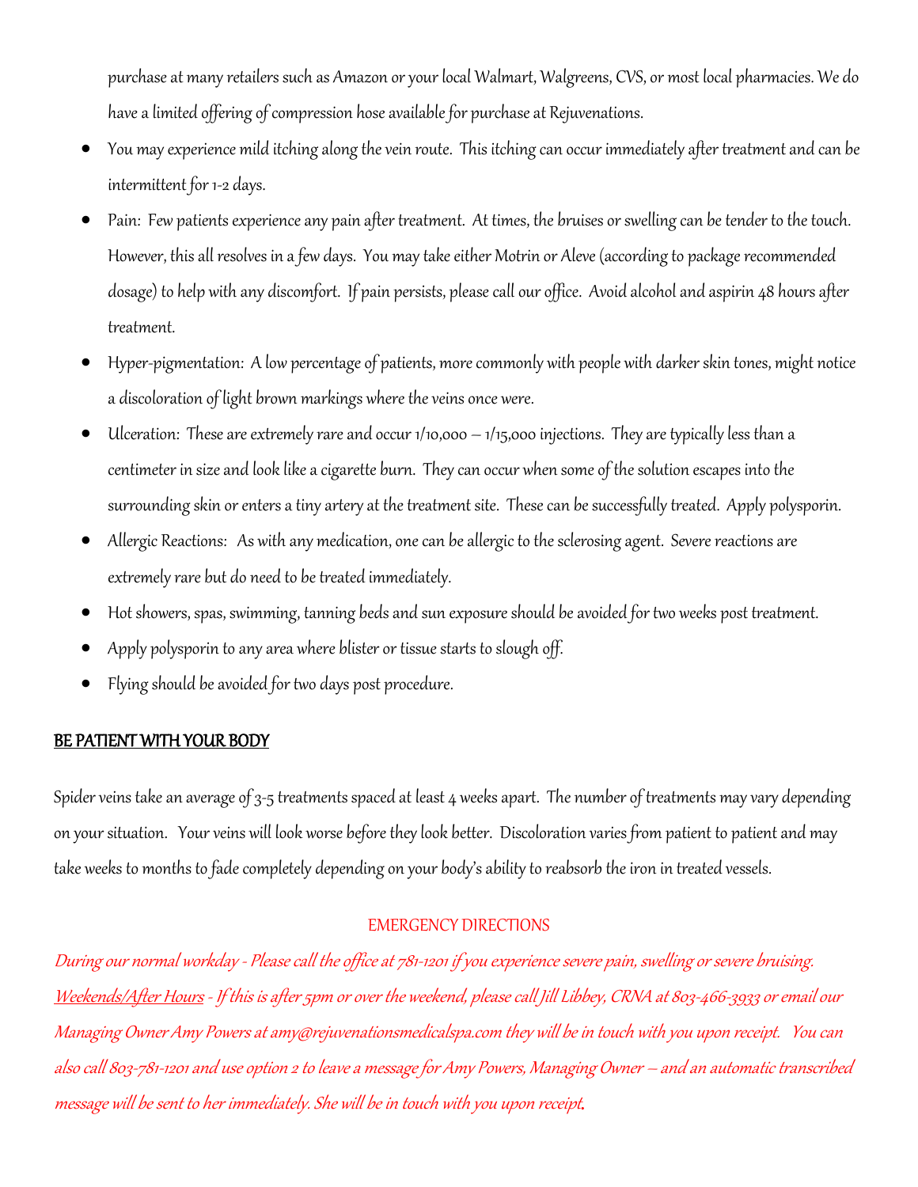purchase at many retailers such as Amazon or your local Walmart, Walgreens, CVS, or most local pharmacies. We do have a limited offering of compression hose available for purchase at Rejuvenations.

- You may experience mild itching along the vein route. This itching can occur immediately after treatment and can be intermittent for 1-2 days.
- Pain: Few patients experience any pain after treatment. At times, the bruises or swelling can be tender to the touch. However, this all resolves in a few days. You may take either Motrin or Aleve (according to package recommended dosage) to help with any discomfort. If pain persists, please call our office. Avoid alcohol and aspirin 48 hours after treatment.
- Hyper-pigmentation: A low percentage of patients, more commonly with people with darker skin tones, might notice a discoloration of light brown markings where the veins once were.
- Ulceration: These are extremely rare and occur 1/10,000 – 1/15,000 injections. They are typically less than a centimeter in size and look like a cigarette burn. They can occur when some of the solution escapes into the surrounding skin or enters a tiny artery at the treatment site. These can be successfully treated. Apply polysporin.
- Allergic Reactions: As with any medication, one can be allergic to the sclerosing agent. Severe reactions are extremely rare but do need to be treated immediately.
- Hot showers, spas, swimming, tanning beds and sun exposure should be avoided for two weeks post treatment.
- Apply polysporin to any area where blister or tissue starts to slough off.
- Flying should be avoided for two days post procedure.

## BE PATIENT WITH YOUR BODY

Spider veins take an average of 3-5 treatments spaced at least 4 weeks apart. The number of treatments may vary depending on your situation. Your veins will look worse before they look better. Discoloration varies from patient to patient and may take weeks to months to fade completely depending on your body's ability to reabsorb the iron in treated vessels.

### EMERGENCY DIRECTIONS

*During our normal workday - Please call the office at 781-1201 if you experience severe pain, swelling or severe bruising.*
*Weekends/After Hours - If this is after 5pm or over the weekend, please call Jill Libbey, CRNA at 803-466-3933 or email our Managing Owner Amy Powers at amy@rejuvenationsmedicalspa.com they will be in touch with you upon receipt. You can also call 803-781-1201 and use option 2 to leave a message for Amy Powers, Managing Owner – and an automatic transcribed message will be sent to her immediately. She will be in touch with you upon receipt.*